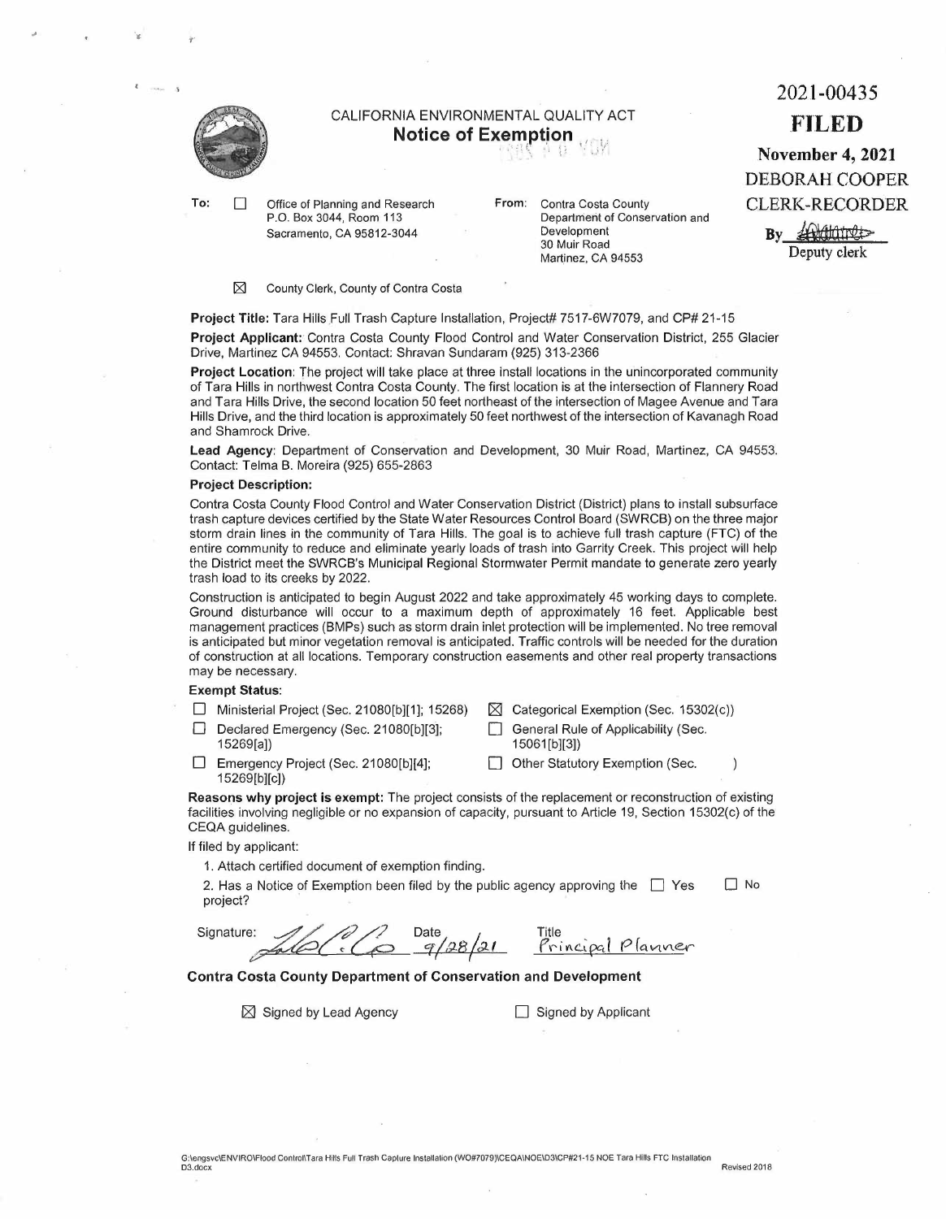2021-00435

**FILED**

**November 4, 2021**

DEBORAH COOPER

CLERK-RECORDER

By ________
Deputy clerk

CALIFORNIA ENVIRONMENTAL QUALITY ACT

## Notice of Exemption

**To:** ☐ Office of Planning and Research
P.O. Box 3044, Room 113
Sacramento, CA 95812-3044

☒ County Clerk, County of Contra Costa

**From:** Contra Costa County
Department of Conservation and Development
30 Muir Road
Martinez, CA 94553

**Project Title:** Tara Hills Full Trash Capture Installation, Project# 7517-6W7079, and CP# 21-15

**Project Applicant:** Contra Costa County Flood Control and Water Conservation District, 255 Glacier Drive, Martinez CA 94553. Contact: Shravan Sundaram (925) 313-2366

**Project Location**: The project will take place at three install locations in the unincorporated community of Tara Hills in northwest Contra Costa County. The first location is at the intersection of Flannery Road and Tara Hills Drive, the second location 50 feet northeast of the intersection of Magee Avenue and Tara Hills Drive, and the third location is approximately 50 feet northwest of the intersection of Kavanagh Road and Shamrock Drive.

**Lead Agency**: Department of Conservation and Development, 30 Muir Road, Martinez, CA 94553. Contact: Telma B. Moreira (925) 655-2863

**Project Description:**

Contra Costa County Flood Control and Water Conservation District (District) plans to install subsurface trash capture devices certified by the State Water Resources Control Board (SWRCB) on the three major storm drain lines in the community of Tara Hills. The goal is to achieve full trash capture (FTC) of the entire community to reduce and eliminate yearly loads of trash into Garrity Creek. This project will help the District meet the SWRCB's Municipal Regional Stormwater Permit mandate to generate zero yearly trash load to its creeks by 2022.

Construction is anticipated to begin August 2022 and take approximately 45 working days to complete. Ground disturbance will occur to a maximum depth of approximately 16 feet. Applicable best management practices (BMPs) such as storm drain inlet protection will be implemented. No tree removal is anticipated but minor vegetation removal is anticipated. Traffic controls will be needed for the duration of construction at all locations. Temporary construction easements and other real property transactions may be necessary.

**Exempt Status:**

☐ Ministerial Project (Sec. 21080[b][1]; 15268)
☐ Declared Emergency (Sec. 21080[b][3]; 15269[a])
☐ Emergency Project (Sec. 21080[b][4]; 15269[b][c])
☒ Categorical Exemption (Sec. 15302(c))
☐ General Rule of Applicability (Sec. 15061[b][3])
☐ Other Statutory Exemption (Sec. )

**Reasons why project is exempt:** The project consists of the replacement or reconstruction of existing facilities involving negligible or no expansion of capacity, pursuant to Article 19, Section 15302(c) of the CEQA guidelines.

If filed by applicant:

1. Attach certified document of exemption finding.
2. Has a Notice of Exemption been filed by the public agency approving the project? ☐ Yes ☐ No

Signature: ________ Date 9/28/21 Title Principal Planner

**Contra Costa County Department of Conservation and Development**

☒ Signed by Lead Agency ☐ Signed by Applicant

G:\engsvc\ENVIRO\Flood Control\Tara Hills Full Trash Capture Installation (WO#7079)\CEQA\NOE\D3\CP#21-15 NOE Tara Hills FTC Installation D3.docx

Revised 2018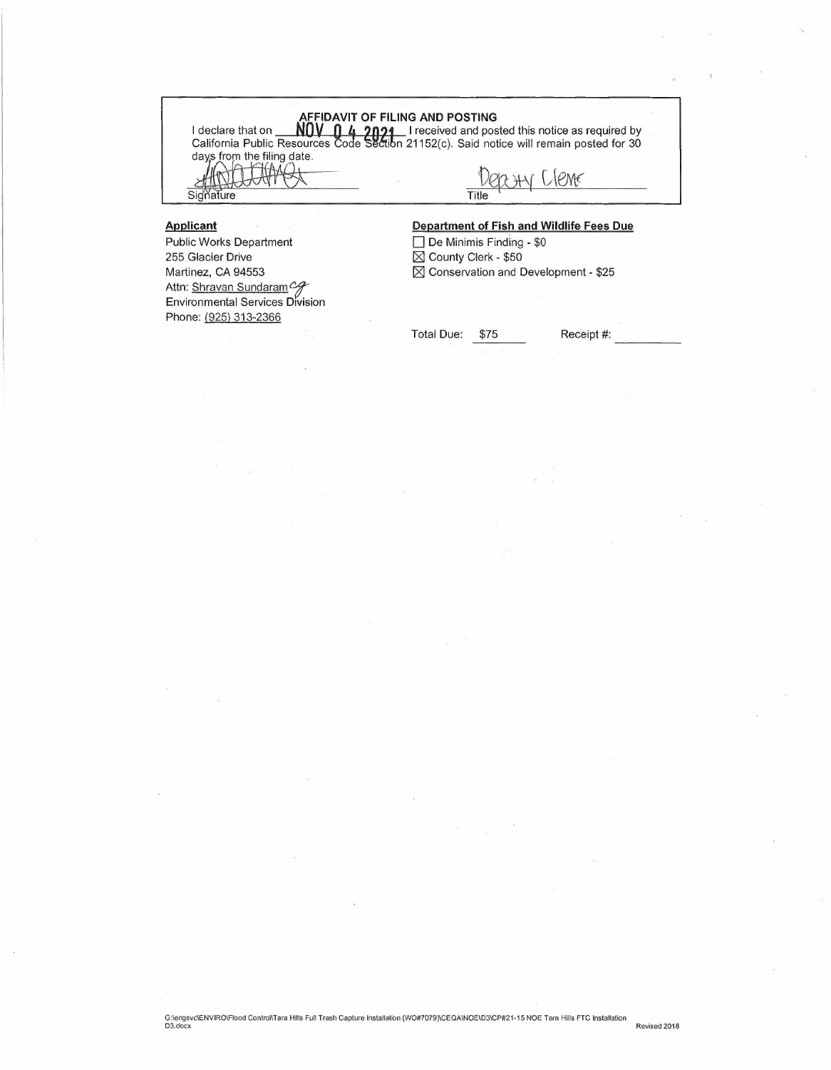**AFFIDAVIT OF FILING AND POSTING**

I declare that on **NOV 04 2021** I received and posted this notice as required by California Public Resources Code Section 21152(c). Said notice will remain posted for 30 days from the filing date.

Signature: [signature]

Title: Deputy Clerk

**Applicant**

Public Works Department
255 Glacier Drive
Martinez, CA 94553
Attn: Shravan Sundaram
Environmental Services Division
Phone: (925) 313-2366

**Department of Fish and Wildlife Fees Due**

- ☐ De Minimis Finding - $0
- ☒ County Clerk - $50
- ☒ Conservation and Development - $25

Total Due: $75 Receipt #: \_\_\_\_\_\_\_\_

G:\engsvc\ENVIRO\Flood Control\Tara Hills Full Trash Capture Installation (WO#7079)\CEQA\NOE\D3\CP#21-15 NOE Tara Hills FTC Installation D3.docx

Revised 2018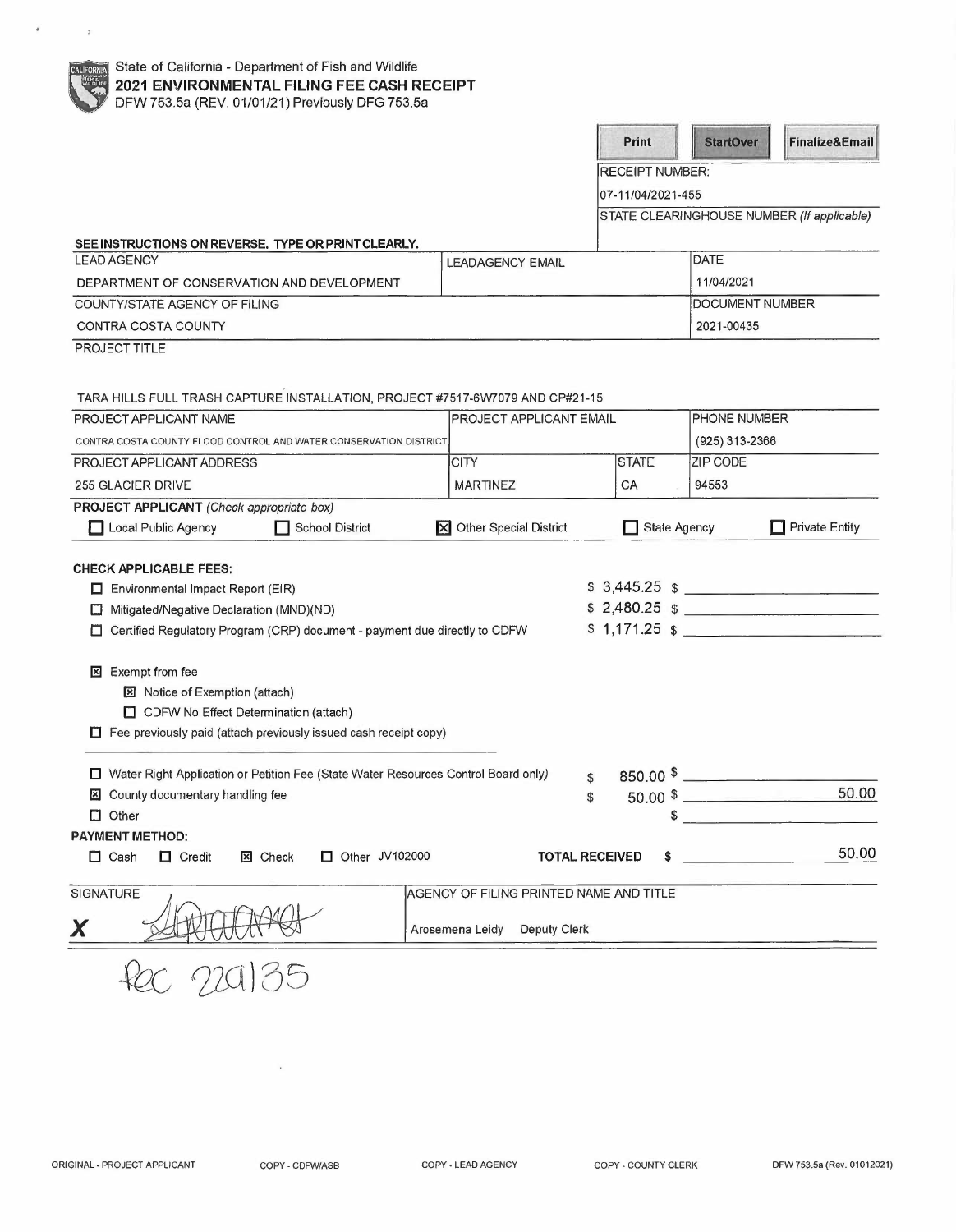State of California - Department of Fish and Wildlife
**2021 ENVIRONMENTAL FILING FEE CASH RECEIPT**
DFW 753.5a (REV. 01/01/21) Previously DFG 753.5a

Print | StartOver | Finalize&Email

RECEIPT NUMBER:
07-11/04/2021-455

STATE CLEARINGHOUSE NUMBER (If applicable)

**SEE INSTRUCTIONS ON REVERSE. TYPE OR PRINT CLEARLY.**

| LEAD AGENCY | LEADAGENCY EMAIL | DATE |
|---|---|---|
| DEPARTMENT OF CONSERVATION AND DEVELOPMENT | | 11/04/2021 |
| COUNTY/STATE AGENCY OF FILING | | DOCUMENT NUMBER |
| CONTRA COSTA COUNTY | | 2021-00435 |

PROJECT TITLE

TARA HILLS FULL TRASH CAPTURE INSTALLATION, PROJECT #7517-6W7079 AND CP#21-15

| PROJECT APPLICANT NAME | PROJECT APPLICANT EMAIL | | PHONE NUMBER |
|---|---|---|---|
| CONTRA COSTA COUNTY FLOOD CONTROL AND WATER CONSERVATION DISTRICT | | | (925) 313-2366 |
| PROJECT APPLICANT ADDRESS | CITY | STATE | ZIP CODE |
| 255 GLACIER DRIVE | MARTINEZ | CA | 94553 |

**PROJECT APPLICANT** *(Check appropriate box)*

☐ Local Public Agency ☐ School District ☒ Other Special District ☐ State Agency ☐ Private Entity

**CHECK APPLICABLE FEES:**

| | | |
|---|---|---|
| ☐ Environmental Impact Report (EIR) | $ 3,445.25 | $ |
| ☐ Mitigated/Negative Declaration (MND)(ND) | $ 2,480.25 | $ |
| ☐ Certified Regulatory Program (CRP) document - payment due directly to CDFW | $ 1,171.25 | $ |

☒ Exempt from fee
- ☒ Notice of Exemption (attach)
- ☐ CDFW No Effect Determination (attach)

☐ Fee previously paid (attach previously issued cash receipt copy)

| | | |
|---|---|---|
| ☐ Water Right Application or Petition Fee (State Water Resources Control Board only) | $ 850.00 | $ |
| ☒ County documentary handling fee | $ 50.00 | $ 50.00 |
| ☐ Other | | $ |

**PAYMENT METHOD:**

☐ Cash ☐ Credit ☒ Check ☐ Other JV102000 **TOTAL RECEIVED** $ 50.00

| SIGNATURE | AGENCY OF FILING PRINTED NAME AND TITLE |
|---|---|
| X [signature] | Arosemena Leidy Deputy Clerk |

Rec 220135

ORIGINAL - PROJECT APPLICANT COPY - CDFW/ASB COPY - LEAD AGENCY COPY - COUNTY CLERK DFW 753.5a (Rev. 01012021)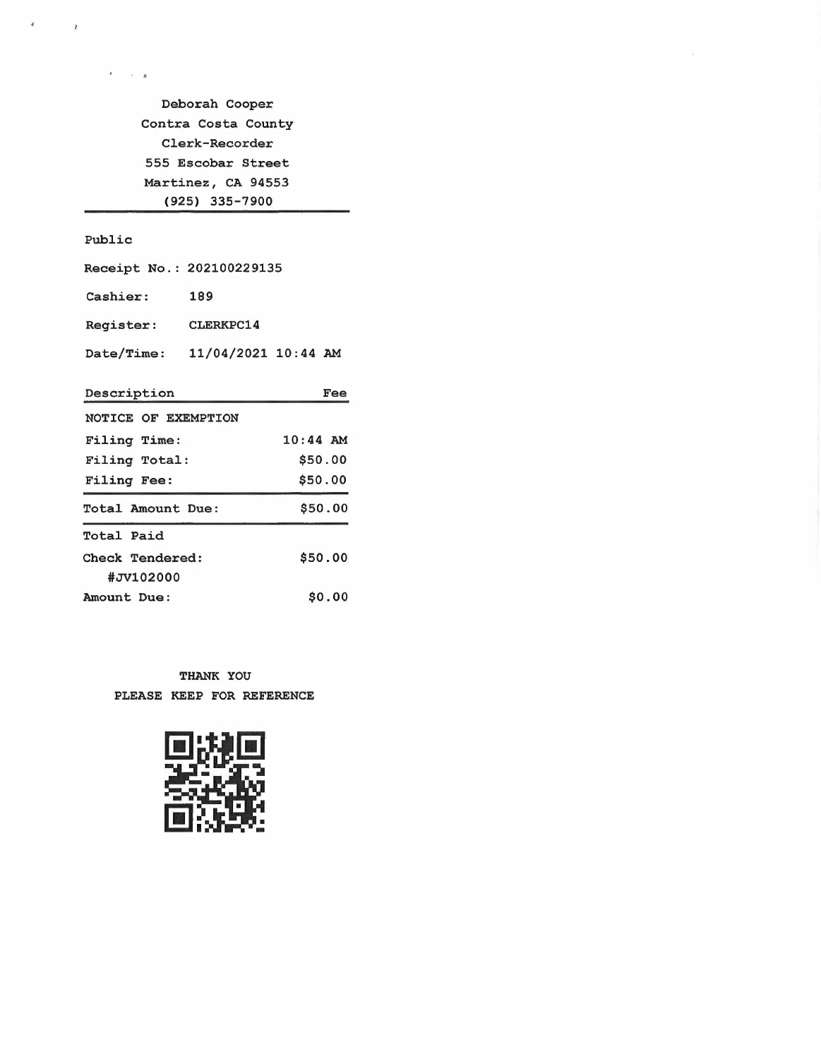Deborah Cooper
Contra Costa County
Clerk-Recorder
555 Escobar Street
Martinez, CA 94553
(925) 335-7900

---

Public

Receipt No.: 202100229135

Cashier: 189

Register: CLERKPC14

Date/Time: 11/04/2021 10:44 AM

| Description | Fee |
|---|---|
| NOTICE OF EXEMPTION | |
| Filing Time: | 10:44 AM |
| Filing Total: | $50.00 |
| Filing Fee: | $50.00 |
| Total Amount Due: | $50.00 |
| Total Paid | |
| Check Tendered: #JV102000 | $50.00 |
| Amount Due: | $0.00 |

THANK YOU
PLEASE KEEP FOR REFERENCE